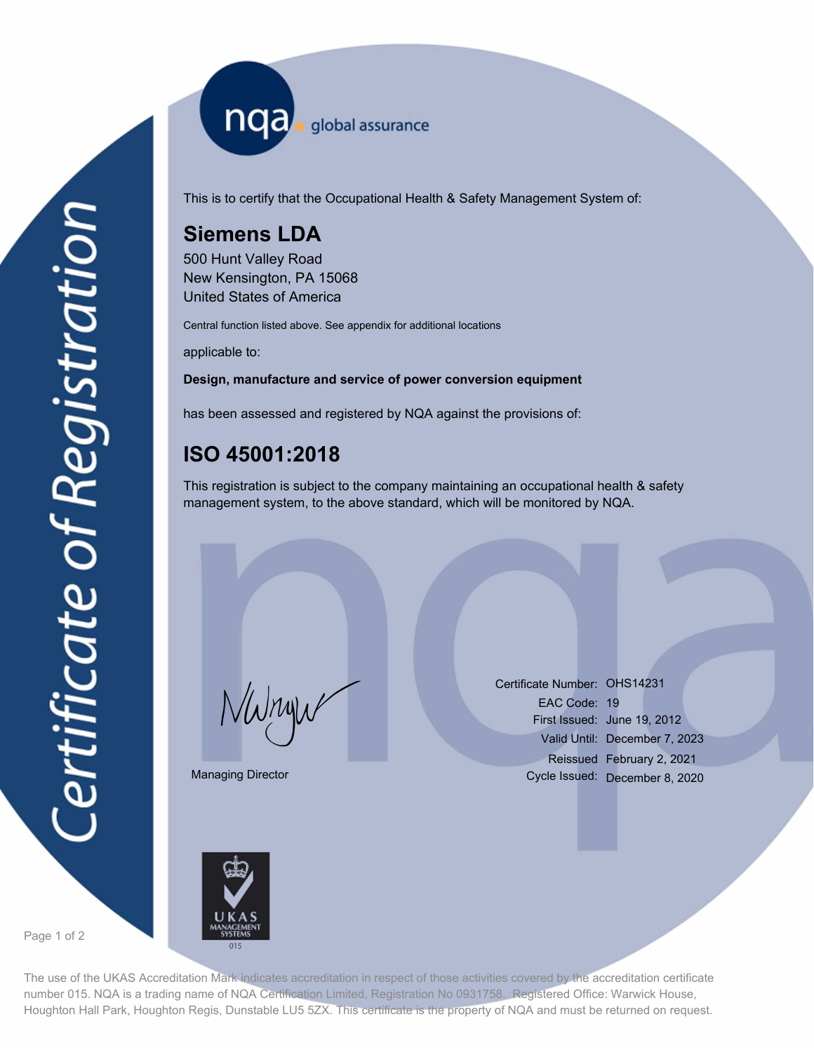nqa global assurance

# Certificate of Registration

This is to certify that the Occupational Health & Safety Management System of:

## Siemens LDA

500 Hunt Valley Road
New Kensington, PA 15068
United States of America

Central function listed above. See appendix for additional locations

applicable to:

**Design, manufacture and service of power conversion equipment**

has been assessed and registered by NQA against the provisions of:

## ISO 45001:2018

This registration is subject to the company maintaining an occupational health & safety management system, to the above standard, which will be monitored by NQA.

Managing Director

| | |
|---|---|
| Certificate Number: | OHS14231 |
| EAC Code: | 19 |
| First Issued: | June 19, 2012 |
| Valid Until: | December 7, 2023 |
| Reissued | February 2, 2021 |
| Cycle Issued: | December 8, 2020 |

UKAS MANAGEMENT SYSTEMS 015

The use of the UKAS Accreditation Mark indicates accreditation in respect of those activities covered by the accreditation certificate number 015. NQA is a trading name of NQA Certification Limited, Registration No 0931758. Registered Office: Warwick House, Houghton Hall Park, Houghton Regis, Dunstable LU5 5ZX. This certificate is the property of NQA and must be returned on request.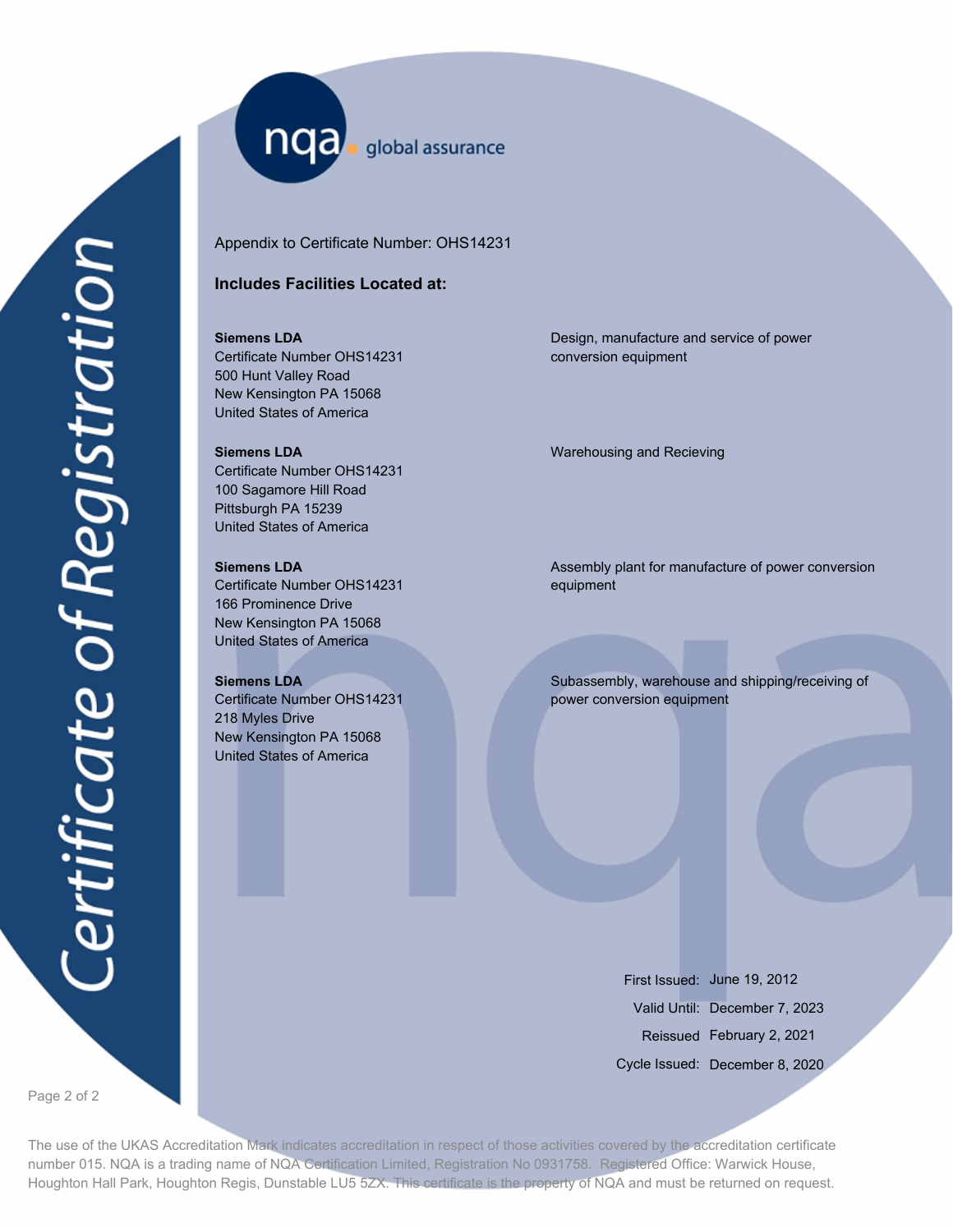nqa global assurance

# Certificate of Registration

Appendix to Certificate Number: OHS14231

## Includes Facilities Located at:

| | |
|---|---|
| **Siemens LDA**<br>Certificate Number OHS14231<br>500 Hunt Valley Road<br>New Kensington PA 15068<br>United States of America | Design, manufacture and service of power conversion equipment |
| **Siemens LDA**<br>Certificate Number OHS14231<br>100 Sagamore Hill Road<br>Pittsburgh PA 15239<br>United States of America | Warehousing and Recieving |
| **Siemens LDA**<br>Certificate Number OHS14231<br>166 Prominence Drive<br>New Kensington PA 15068<br>United States of America | Assembly plant for manufacture of power conversion equipment |
| **Siemens LDA**<br>Certificate Number OHS14231<br>218 Myles Drive<br>New Kensington PA 15068<br>United States of America | Subassembly, warehouse and shipping/receiving of power conversion equipment |

First Issued: June 19, 2012

Valid Until: December 7, 2023

Reissued February 2, 2021

Cycle Issued: December 8, 2020

The use of the UKAS Accreditation Mark indicates accreditation in respect of those activities covered by the accreditation certificate number 015. NQA is a trading name of NQA Certification Limited, Registration No 0931758. Registered Office: Warwick House, Houghton Hall Park, Houghton Regis, Dunstable LU5 5ZX. This certificate is the property of NQA and must be returned on request.